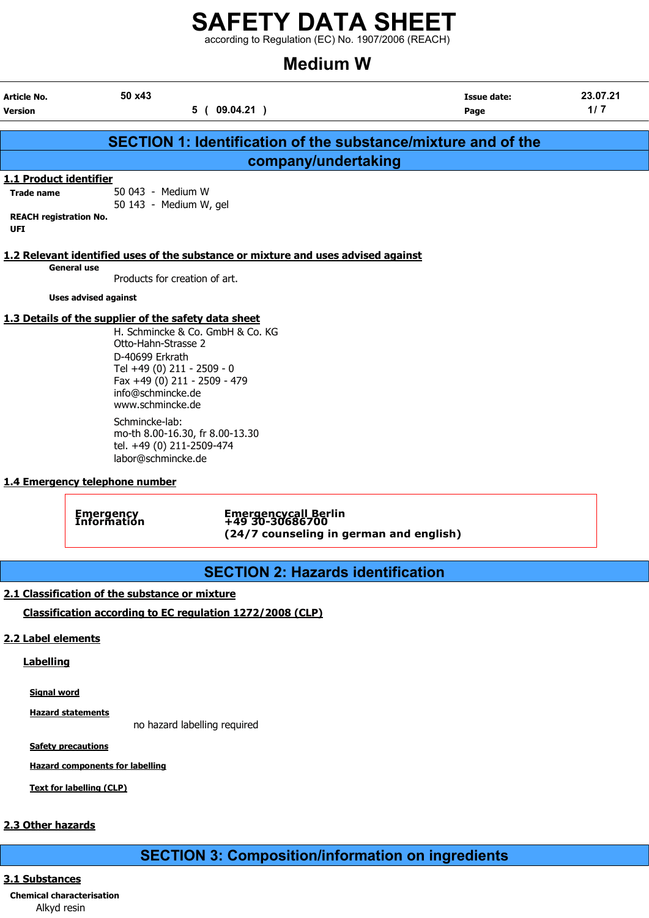# SAFETY DATA SHEET

according to Regulation (EC) No. 1907/2006 (REACH)

# Medium W

| | | | |
|---|---|---|---|
| **Article No.** | 50 x43 | **Issue date:** | 23.07.21 |
| **Version** | 5 ( 09.04.21 ) | | |

## SECTION 1: Identification of the substance/mixture and of the company/undertaking

### 1.1 Product identifier

**Trade name**
50 043 - Medium W
50 143 - Medium W, gel

**REACH registration No.**

**UFI**

### 1.2 Relevant identified uses of the substance or mixture and uses advised against

**General use**

Products for creation of art.

**Uses advised against**

### 1.3 Details of the supplier of the safety data sheet

H. Schmincke & Co. GmbH & Co. KG
Otto-Hahn-Strasse 2
D-40699 Erkrath
Tel +49 (0) 211 - 2509 - 0
Fax +49 (0) 211 - 2509 - 479
info@schmincke.de
www.schmincke.de

Schmincke-lab:
mo-th 8.00-16.30, fr 8.00-13.30
tel. +49 (0) 211-2509-474
labor@schmincke.de

### 1.4 Emergency telephone number

| | |
|---|---|
| **Emergency Information** | **Emergencycall Berlin**<br>**+49 30-30686700**<br>**(24/7 counseling in german and english)** |

## SECTION 2: Hazards identification

### 2.1 Classification of the substance or mixture

**Classification according to EC regulation 1272/2008 (CLP)**

### 2.2 Label elements

**Labelling**

**Signal word**

**Hazard statements**

no hazard labelling required

**Safety precautions**

**Hazard components for labelling**

**Text for labelling (CLP)**

### 2.3 Other hazards

## SECTION 3: Composition/information on ingredients

### 3.1 Substances

**Chemical characterisation**

Alkyd resin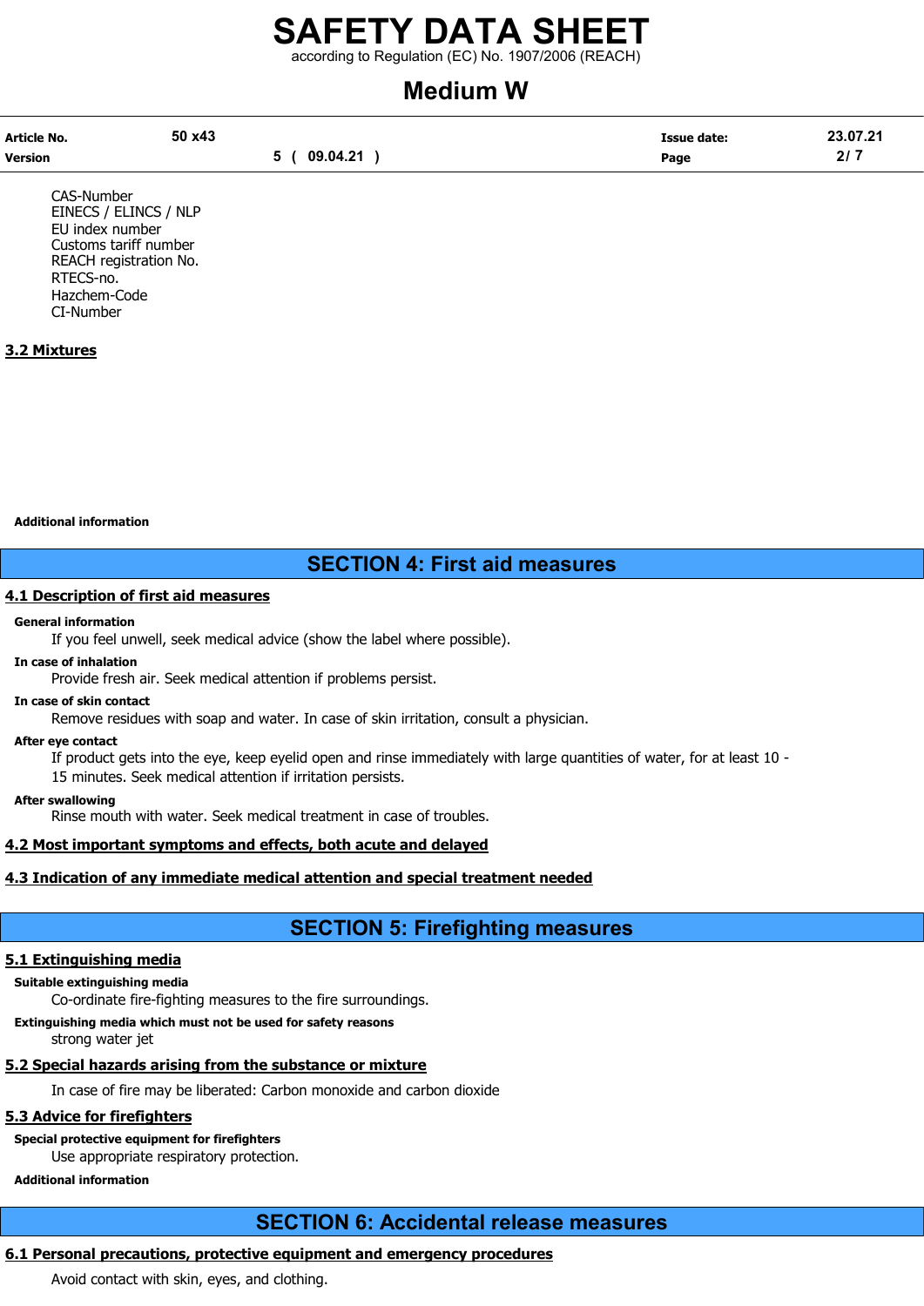CAS-Number
EINECS / ELINCS / NLP
EU index number
Customs tariff number
REACH registration No.
RTECS-no.
Hazchem-Code
CI-Number

### 3.2 Mixtures

**Additional information**

## SECTION 4: First aid measures

### 4.1 Description of first aid measures

**General information**

If you feel unwell, seek medical advice (show the label where possible).

**In case of inhalation**

Provide fresh air. Seek medical attention if problems persist.

**In case of skin contact**

Remove residues with soap and water. In case of skin irritation, consult a physician.

**After eye contact**

If product gets into the eye, keep eyelid open and rinse immediately with large quantities of water, for at least 10 - 15 minutes. Seek medical attention if irritation persists.

**After swallowing**

Rinse mouth with water. Seek medical treatment in case of troubles.

### 4.2 Most important symptoms and effects, both acute and delayed

### 4.3 Indication of any immediate medical attention and special treatment needed

## SECTION 5: Firefighting measures

### 5.1 Extinguishing media

**Suitable extinguishing media**

Co-ordinate fire-fighting measures to the fire surroundings.

**Extinguishing media which must not be used for safety reasons**

strong water jet

### 5.2 Special hazards arising from the substance or mixture

In case of fire may be liberated: Carbon monoxide and carbon dioxide

### 5.3 Advice for firefighters

**Special protective equipment for firefighters**

Use appropriate respiratory protection.

**Additional information**

## SECTION 6: Accidental release measures

### 6.1 Personal precautions, protective equipment and emergency procedures

Avoid contact with skin, eyes, and clothing.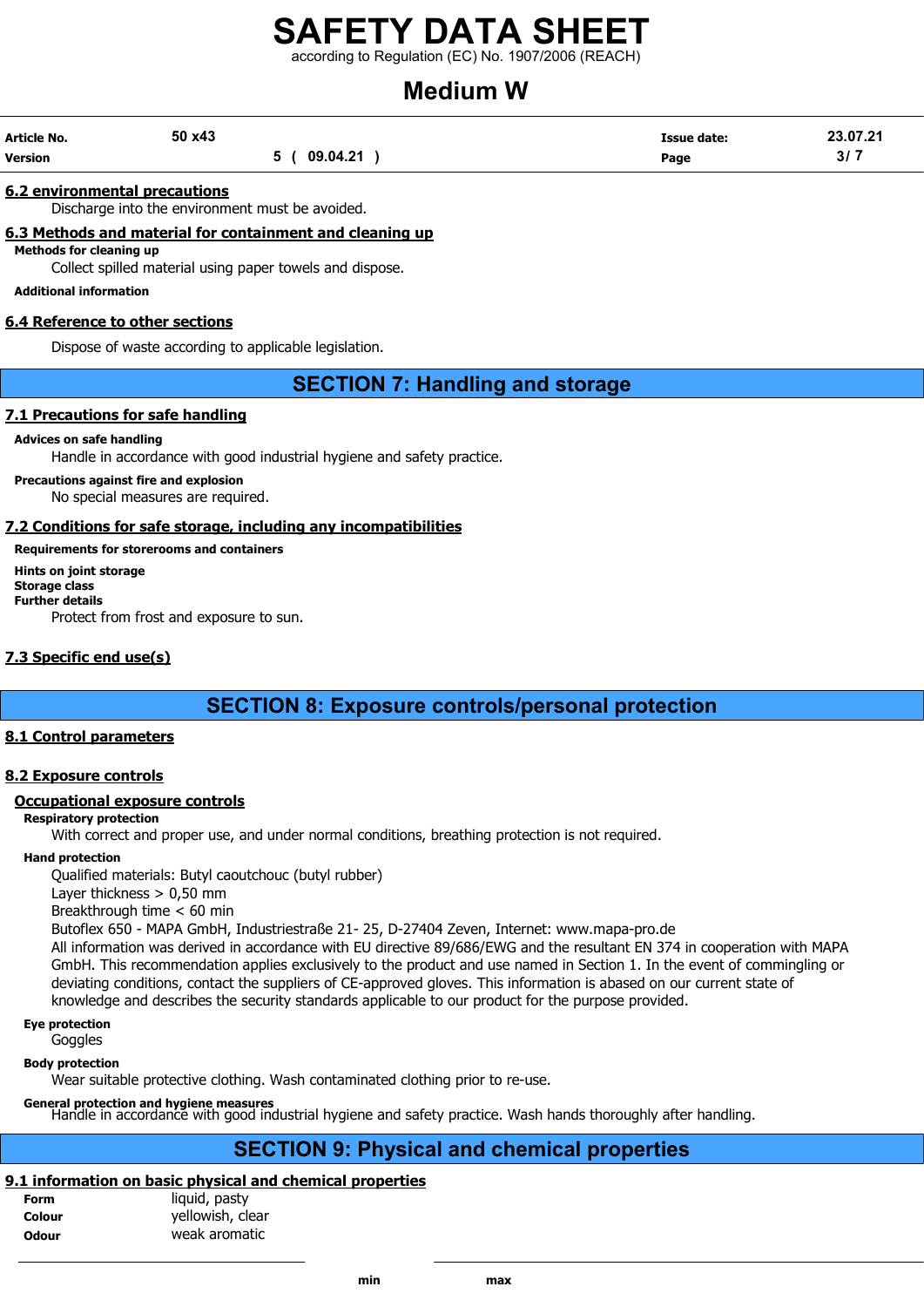### 6.2 environmental precautions

Discharge into the environment must be avoided.

### 6.3 Methods and material for containment and cleaning up

**Methods for cleaning up**

Collect spilled material using paper towels and dispose.

**Additional information**

### 6.4 Reference to other sections

Dispose of waste according to applicable legislation.

## SECTION 7: Handling and storage

### 7.1 Precautions for safe handling

**Advices on safe handling**

Handle in accordance with good industrial hygiene and safety practice.

**Precautions against fire and explosion**

No special measures are required.

### 7.2 Conditions for safe storage, including any incompatibilities

**Requirements for storerooms and containers**

**Hints on joint storage**

**Storage class**

**Further details**

Protect from frost and exposure to sun.

### 7.3 Specific end use(s)

## SECTION 8: Exposure controls/personal protection

### 8.1 Control parameters

### 8.2 Exposure controls

#### Occupational exposure controls

**Respiratory protection**

With correct and proper use, and under normal conditions, breathing protection is not required.

**Hand protection**

Qualified materials: Butyl caoutchouc (butyl rubber)
Layer thickness > 0,50 mm
Breakthrough time < 60 min
Butoflex 650 - MAPA GmbH, Industriestraße 21- 25, D-27404 Zeven, Internet: www.mapa-pro.de
All information was derived in accordance with EU directive 89/686/EWG and the resultant EN 374 in cooperation with MAPA GmbH. This recommendation applies exclusively to the product and use named in Section 1. In the event of commingling or deviating conditions, contact the suppliers of CE-approved gloves. This information is abased on our current state of knowledge and describes the security standards applicable to our product for the purpose provided.

**Eye protection**

Goggles

**Body protection**

Wear suitable protective clothing. Wash contaminated clothing prior to re-use.

**General protection and hygiene measures**

Handle in accordance with good industrial hygiene and safety practice. Wash hands thoroughly after handling.

## SECTION 9: Physical and chemical properties

### 9.1 information on basic physical and chemical properties

| | |
|---|---|
| **Form** | liquid, pasty |
| **Colour** | yellowish, clear |
| **Odour** | weak aromatic |

| | min | max |
|---|---|---|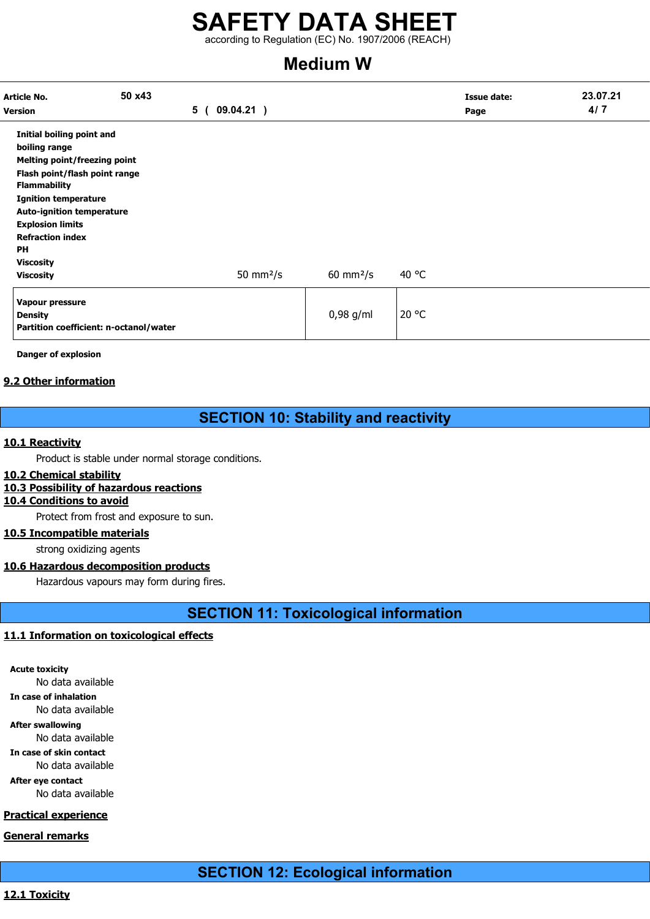| | | | |
|---|---|---|---|
| **Initial boiling point and boiling range** | | | |
| **Melting point/freezing point** | | | |
| **Flash point/flash point range** | | | |
| **Flammability** | | | |
| **Ignition temperature** | | | |
| **Auto-ignition temperature** | | | |
| **Explosion limits** | | | |
| **Refraction index** | | | |
| **PH** | | | |
| **Viscosity** | | | |
| **Viscosity** | 50 mm²/s | 60 mm²/s | 40 °C |
| **Vapour pressure** | | | |
| **Density** | | 0,98 g/ml | 20 °C |
| **Partition coefficient: n-octanol/water** | | | |

**Danger of explosion**

**9.2 Other information**

# SECTION 10: Stability and reactivity

**10.1 Reactivity**

Product is stable under normal storage conditions.

**10.2 Chemical stability**

**10.3 Possibility of hazardous reactions**

**10.4 Conditions to avoid**

Protect from frost and exposure to sun.

**10.5 Incompatible materials**

strong oxidizing agents

**10.6 Hazardous decomposition products**

Hazardous vapours may form during fires.

# SECTION 11: Toxicological information

**11.1 Information on toxicological effects**

**Acute toxicity**

No data available

**In case of inhalation**

No data available

**After swallowing**

No data available

**In case of skin contact**

No data available

**After eye contact**

No data available

**Practical experience**

**General remarks**

# SECTION 12: Ecological information

**12.1 Toxicity**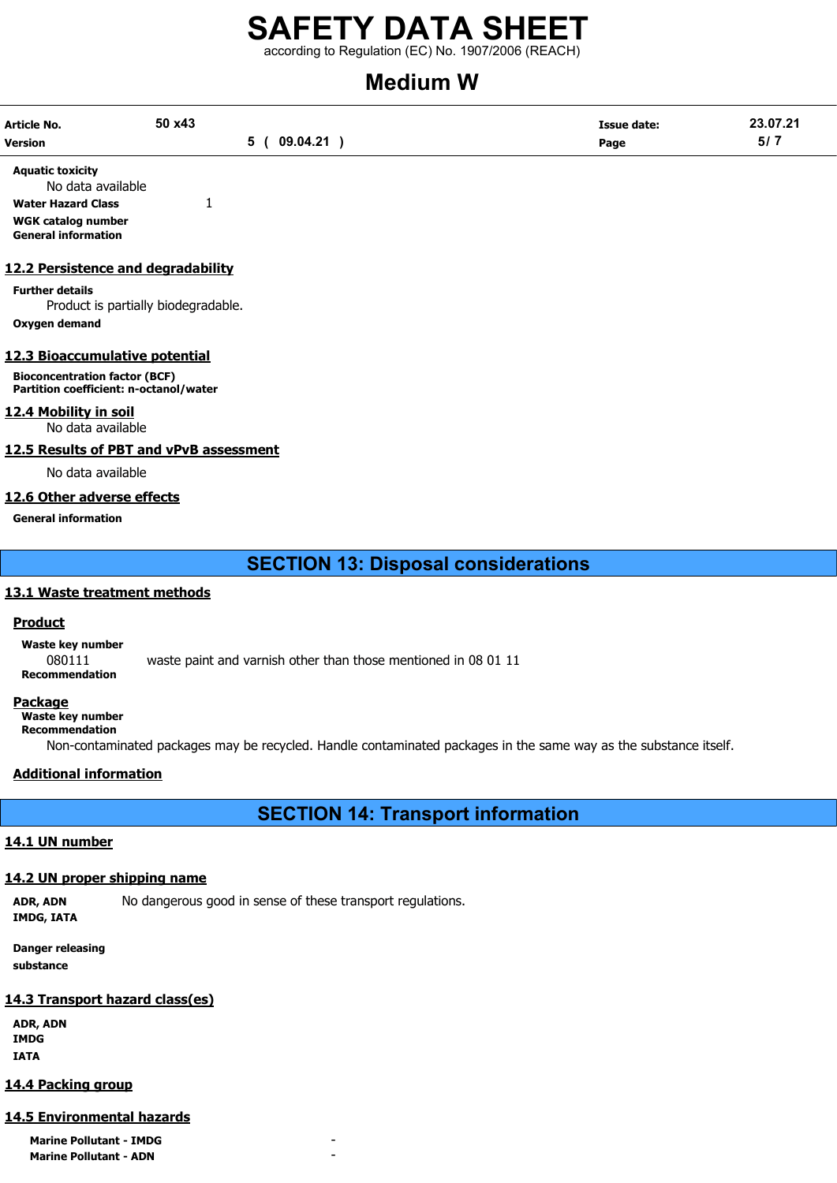**Aquatic toxicity**

No data available

**Water Hazard Class** 1

**WGK catalog number**

**General information**

## 12.2 Persistence and degradability

**Further details**

Product is partially biodegradable.

**Oxygen demand**

## 12.3 Bioaccumulative potential

**Bioconcentration factor (BCF)**

**Partition coefficient: n-octanol/water**

## 12.4 Mobility in soil

No data available

## 12.5 Results of PBT and vPvB assessment

No data available

## 12.6 Other adverse effects

**General information**

# SECTION 13: Disposal considerations

## 13.1 Waste treatment methods

### Product

**Waste key number**

080111 waste paint and varnish other than those mentioned in 08 01 11

**Recommendation**

### Package

**Waste key number**

**Recommendation**

Non-contaminated packages may be recycled. Handle contaminated packages in the same way as the substance itself.

### Additional information

# SECTION 14: Transport information

## 14.1 UN number

## 14.2 UN proper shipping name

**ADR, ADN** No dangerous good in sense of these transport regulations.

**IMDG, IATA**

**Danger releasing substance**

## 14.3 Transport hazard class(es)

**ADR, ADN**

**IMDG**

**IATA**

## 14.4 Packing group

## 14.5 Environmental hazards

**Marine Pollutant - IMDG** -

**Marine Pollutant - ADN** -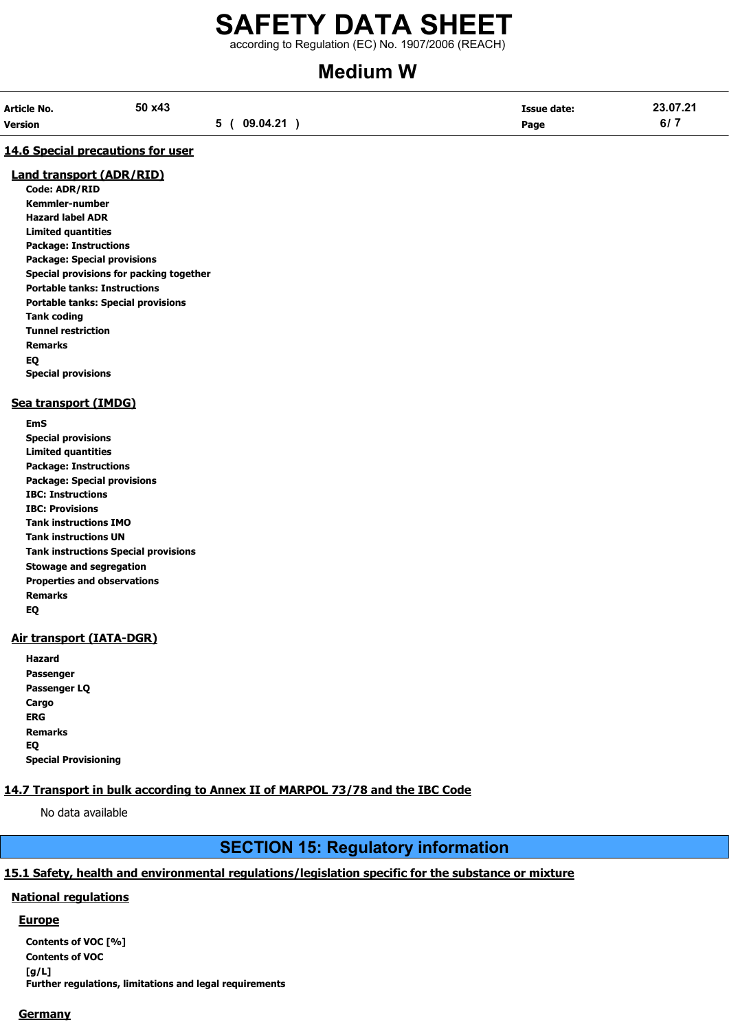### 14.6 Special precautions for user

#### Land transport (ADR/RID)

**Code: ADR/RID**
**Kemmler-number**
**Hazard label ADR**
**Limited quantities**
**Package: Instructions**
**Package: Special provisions**
**Special provisions for packing together**
**Portable tanks: Instructions**
**Portable tanks: Special provisions**
**Tank coding**
**Tunnel restriction**
**Remarks**
**EQ**
**Special provisions**

#### Sea transport (IMDG)

**EmS**
**Special provisions**
**Limited quantities**
**Package: Instructions**
**Package: Special provisions**
**IBC: Instructions**
**IBC: Provisions**
**Tank instructions IMO**
**Tank instructions UN**
**Tank instructions Special provisions**
**Stowage and segregation**
**Properties and observations**
**Remarks**
**EQ**

#### Air transport (IATA-DGR)

**Hazard**
**Passenger**
**Passenger LQ**
**Cargo**
**ERG**
**Remarks**
**EQ**
**Special Provisioning**

### 14.7 Transport in bulk according to Annex II of MARPOL 73/78 and the IBC Code

No data available

## SECTION 15: Regulatory information

### 15.1 Safety, health and environmental regulations/legislation specific for the substance or mixture

#### National regulations

##### Europe

**Contents of VOC [%]**
**Contents of VOC [g/L]**
**Further regulations, limitations and legal requirements**

##### Germany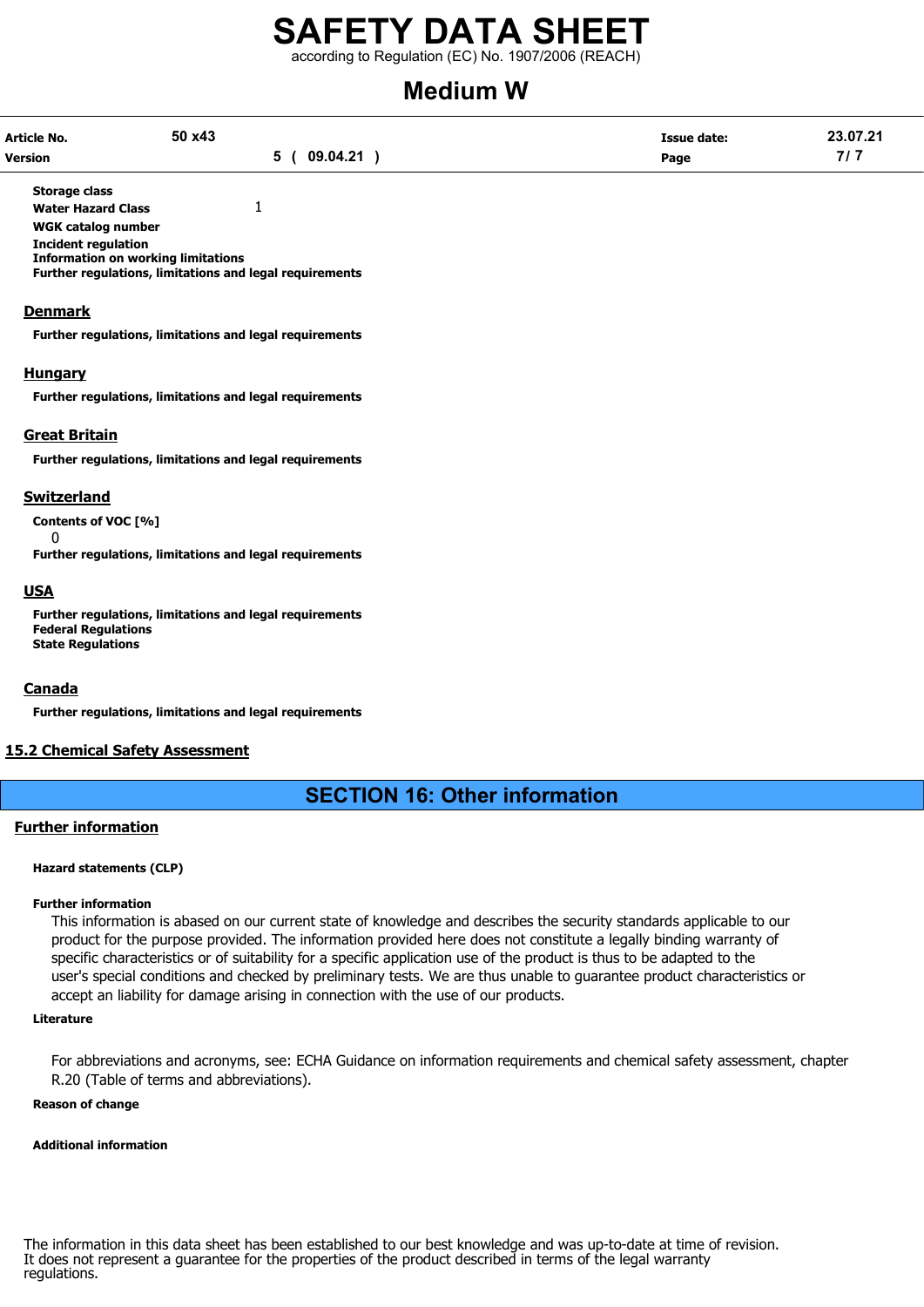**Storage class**

**Water Hazard Class** 1

**WGK catalog number**

**Incident regulation**

**Information on working limitations**

**Further regulations, limitations and legal requirements**

## Denmark

**Further regulations, limitations and legal requirements**

## Hungary

**Further regulations, limitations and legal requirements**

## Great Britain

**Further regulations, limitations and legal requirements**

## Switzerland

**Contents of VOC [%]**

0

**Further regulations, limitations and legal requirements**

## USA

**Further regulations, limitations and legal requirements**

**Federal Regulations**

**State Regulations**

## Canada

**Further regulations, limitations and legal requirements**

## 15.2 Chemical Safety Assessment

# SECTION 16: Other information

## Further information

**Hazard statements (CLP)**

**Further information**

This information is abased on our current state of knowledge and describes the security standards applicable to our product for the purpose provided. The information provided here does not constitute a legally binding warranty of specific characteristics or of suitability for a specific application use of the product is thus to be adapted to the user's special conditions and checked by preliminary tests. We are thus unable to guarantee product characteristics or accept an liability for damage arising in connection with the use of our products.

**Literature**

For abbreviations and acronyms, see: ECHA Guidance on information requirements and chemical safety assessment, chapter R.20 (Table of terms and abbreviations).

**Reason of change**

**Additional information**

The information in this data sheet has been established to our best knowledge and was up-to-date at time of revision. It does not represent a guarantee for the properties of the product described in terms of the legal warranty regulations.